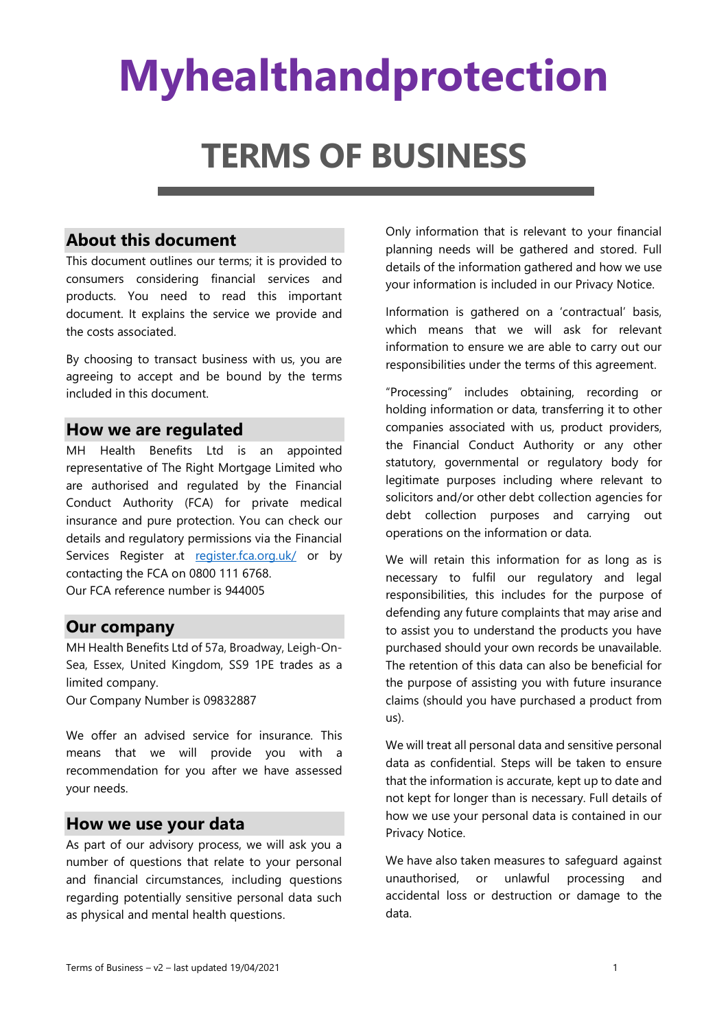# Myhealthandprotection

# TERMS OF BUSINESS

## About this document

This document outlines our terms; it is provided to consumers considering financial services and products. You need to read this important document. It explains the service we provide and the costs associated.

By choosing to transact business with us, you are agreeing to accept and be bound by the terms included in this document.

## How we are regulated

MH Health Benefits Ltd is an appointed representative of The Right Mortgage Limited who are authorised and regulated by the Financial Conduct Authority (FCA) for private medical insurance and pure protection. You can check our details and regulatory permissions via the Financial Services Register at [register.fca.org.uk/](register.fca.org.uk/) or by contacting the FCA on 0800 111 6768.
Our FCA reference number is 944005

## Our company

MH Health Benefits Ltd of 57a, Broadway, Leigh-On-Sea, Essex, United Kingdom, SS9 1PE trades as a limited company.
Our Company Number is 09832887

We offer an advised service for insurance. This means that we will provide you with a recommendation for you after we have assessed your needs.

## How we use your data

As part of our advisory process, we will ask you a number of questions that relate to your personal and financial circumstances, including questions regarding potentially sensitive personal data such as physical and mental health questions.

Only information that is relevant to your financial planning needs will be gathered and stored. Full details of the information gathered and how we use your information is included in our Privacy Notice.

Information is gathered on a 'contractual' basis, which means that we will ask for relevant information to ensure we are able to carry out our responsibilities under the terms of this agreement.

"Processing" includes obtaining, recording or holding information or data, transferring it to other companies associated with us, product providers, the Financial Conduct Authority or any other statutory, governmental or regulatory body for legitimate purposes including where relevant to solicitors and/or other debt collection agencies for debt collection purposes and carrying out operations on the information or data.

We will retain this information for as long as is necessary to fulfil our regulatory and legal responsibilities, this includes for the purpose of defending any future complaints that may arise and to assist you to understand the products you have purchased should your own records be unavailable. The retention of this data can also be beneficial for the purpose of assisting you with future insurance claims (should you have purchased a product from us).

We will treat all personal data and sensitive personal data as confidential. Steps will be taken to ensure that the information is accurate, kept up to date and not kept for longer than is necessary. Full details of how we use your personal data is contained in our Privacy Notice.

We have also taken measures to safeguard against unauthorised, or unlawful processing and accidental loss or destruction or damage to the data.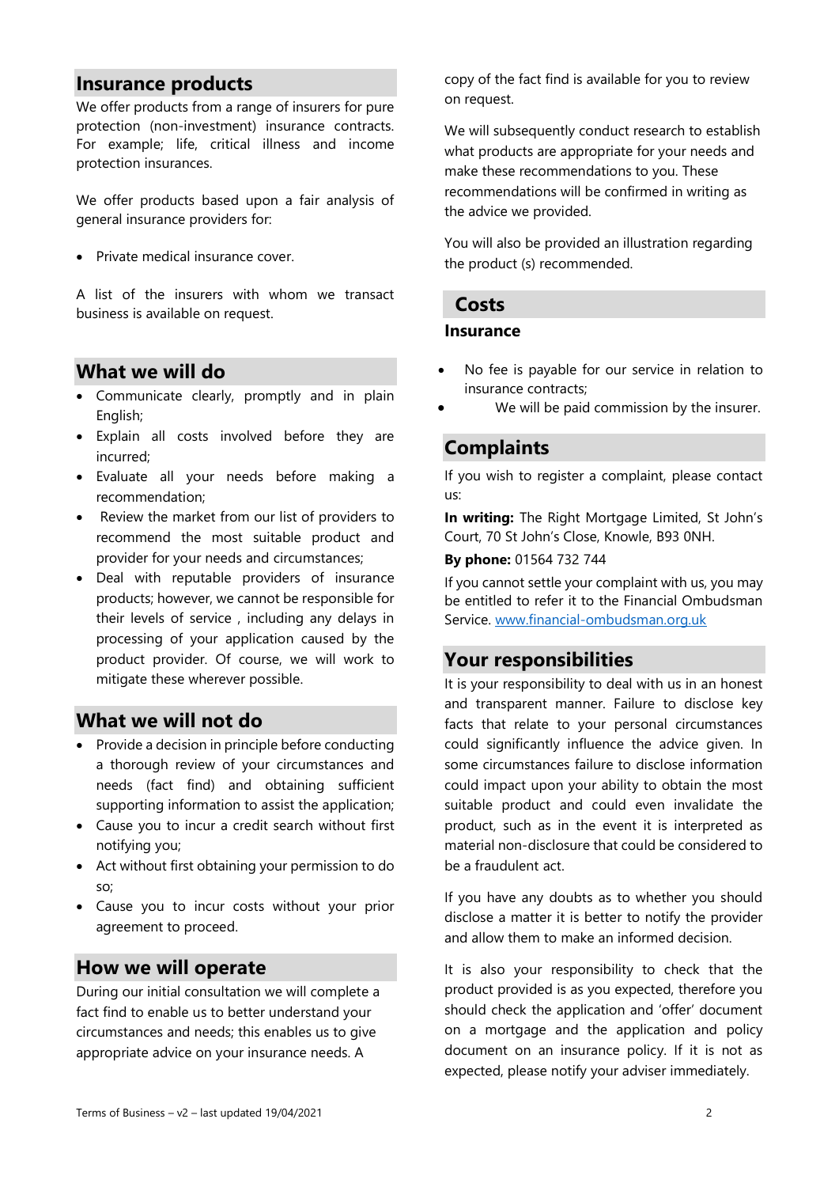## Insurance products

We offer products from a range of insurers for pure protection (non-investment) insurance contracts. For example; life, critical illness and income protection insurances.

We offer products based upon a fair analysis of general insurance providers for:

- Private medical insurance cover.

A list of the insurers with whom we transact business is available on request.

## What we will do

- Communicate clearly, promptly and in plain English;
- Explain all costs involved before they are incurred;
- Evaluate all your needs before making a recommendation;
- Review the market from our list of providers to recommend the most suitable product and provider for your needs and circumstances;
- Deal with reputable providers of insurance products; however, we cannot be responsible for their levels of service , including any delays in processing of your application caused by the product provider. Of course, we will work to mitigate these wherever possible.

## What we will not do

- Provide a decision in principle before conducting a thorough review of your circumstances and needs (fact find) and obtaining sufficient supporting information to assist the application;
- Cause you to incur a credit search without first notifying you;
- Act without first obtaining your permission to do so;
- Cause you to incur costs without your prior agreement to proceed.

## How we will operate

During our initial consultation we will complete a fact find to enable us to better understand your circumstances and needs; this enables us to give appropriate advice on your insurance needs. A copy of the fact find is available for you to review on request.

We will subsequently conduct research to establish what products are appropriate for your needs and make these recommendations to you. These recommendations will be confirmed in writing as the advice we provided.

You will also be provided an illustration regarding the product (s) recommended.

## Costs

### Insurance

- No fee is payable for our service in relation to insurance contracts;
- We will be paid commission by the insurer.

## Complaints

If you wish to register a complaint, please contact us:

**In writing:** The Right Mortgage Limited, St John's Court, 70 St John's Close, Knowle, B93 0NH.

**By phone:** 01564 732 744

If you cannot settle your complaint with us, you may be entitled to refer it to the Financial Ombudsman Service. www.financial-ombudsman.org.uk

## Your responsibilities

It is your responsibility to deal with us in an honest and transparent manner. Failure to disclose key facts that relate to your personal circumstances could significantly influence the advice given. In some circumstances failure to disclose information could impact upon your ability to obtain the most suitable product and could even invalidate the product, such as in the event it is interpreted as material non-disclosure that could be considered to be a fraudulent act.

If you have any doubts as to whether you should disclose a matter it is better to notify the provider and allow them to make an informed decision.

It is also your responsibility to check that the product provided is as you expected, therefore you should check the application and 'offer' document on a mortgage and the application and policy document on an insurance policy. If it is not as expected, please notify your adviser immediately.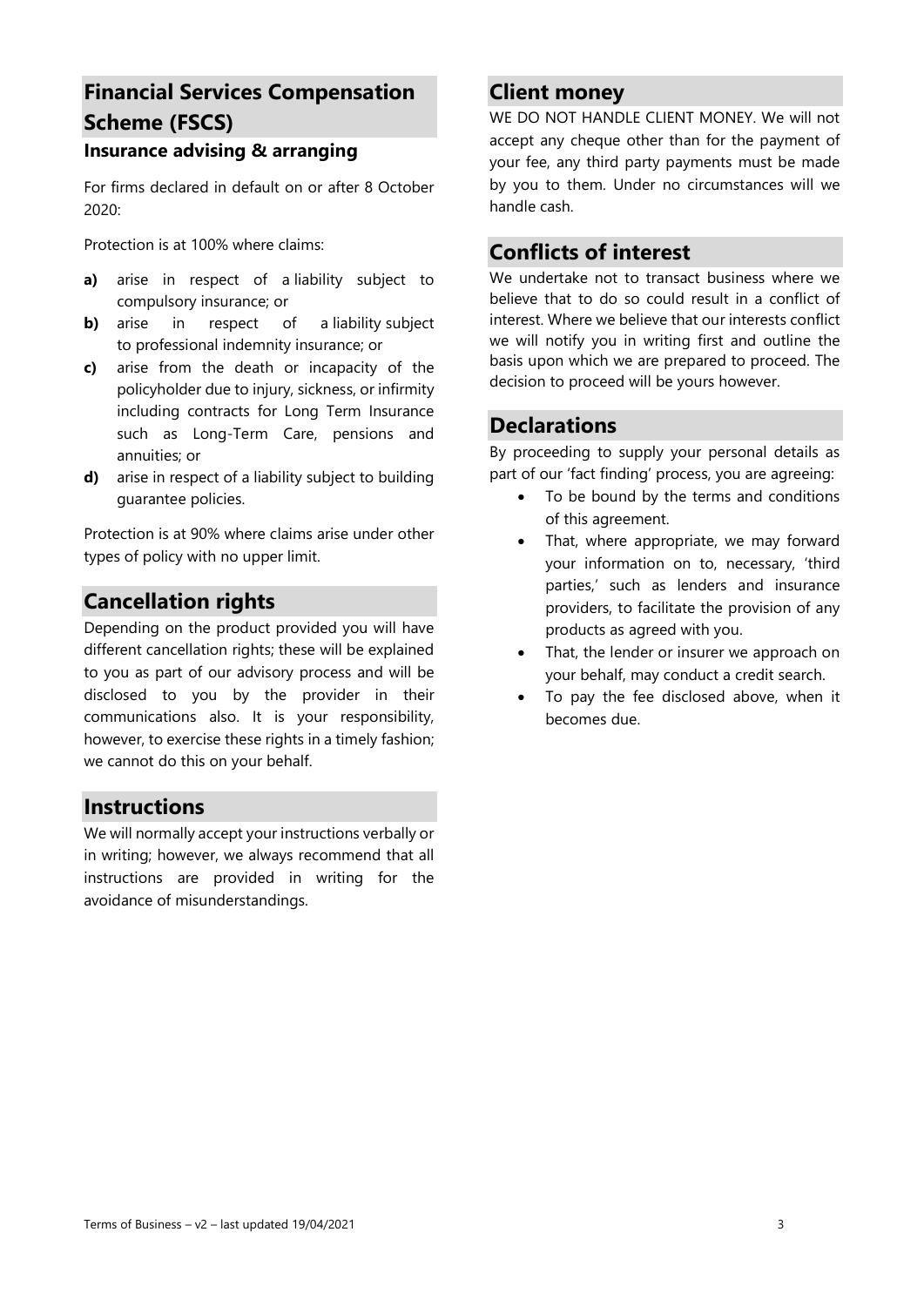## Financial Services Compensation Scheme (FSCS)

### Insurance advising & arranging

For firms declared in default on or after 8 October 2020:

Protection is at 100% where claims:

- **a)** arise in respect of a liability subject to compulsory insurance; or
- **b)** arise in respect of a liability subject to professional indemnity insurance; or
- **c)** arise from the death or incapacity of the policyholder due to injury, sickness, or infirmity including contracts for Long Term Insurance such as Long-Term Care, pensions and annuities; or
- **d)** arise in respect of a liability subject to building guarantee policies.

Protection is at 90% where claims arise under other types of policy with no upper limit.

## Cancellation rights

Depending on the product provided you will have different cancellation rights; these will be explained to you as part of our advisory process and will be disclosed to you by the provider in their communications also. It is your responsibility, however, to exercise these rights in a timely fashion; we cannot do this on your behalf.

## Instructions

We will normally accept your instructions verbally or in writing; however, we always recommend that all instructions are provided in writing for the avoidance of misunderstandings.

## Client money

WE DO NOT HANDLE CLIENT MONEY. We will not accept any cheque other than for the payment of your fee, any third party payments must be made by you to them. Under no circumstances will we handle cash.

## Conflicts of interest

We undertake not to transact business where we believe that to do so could result in a conflict of interest. Where we believe that our interests conflict we will notify you in writing first and outline the basis upon which we are prepared to proceed. The decision to proceed will be yours however.

## Declarations

By proceeding to supply your personal details as part of our 'fact finding' process, you are agreeing:

- To be bound by the terms and conditions of this agreement.
- That, where appropriate, we may forward your information on to, necessary, 'third parties,' such as lenders and insurance providers, to facilitate the provision of any products as agreed with you.
- That, the lender or insurer we approach on your behalf, may conduct a credit search.
- To pay the fee disclosed above, when it becomes due.